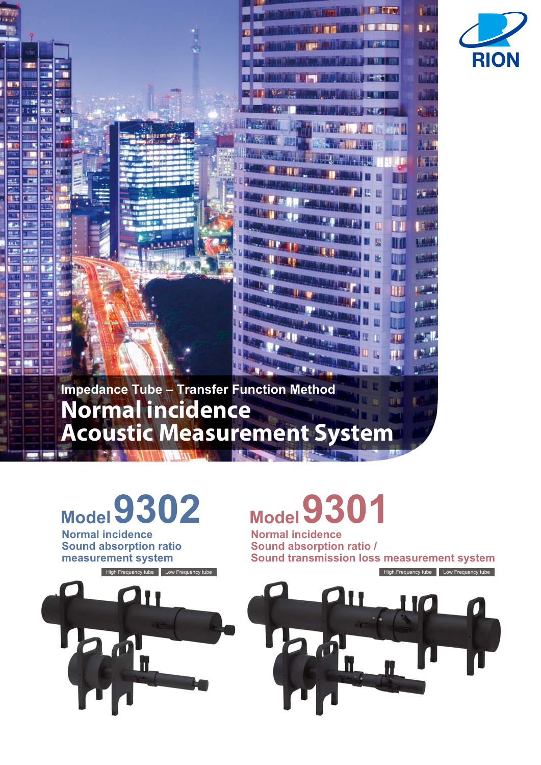RION

Impedance Tube – Transfer Function Method

# Normal incidence Acoustic Measurement System

## Model 9302

Normal incidence
Sound absorption ratio
measurement system

High Frequency tube | Low Frequency tube

## Model 9301

Normal incidence
Sound absorption ratio /
Sound transmission loss measurement system

High Frequency tube | Low Frequency tube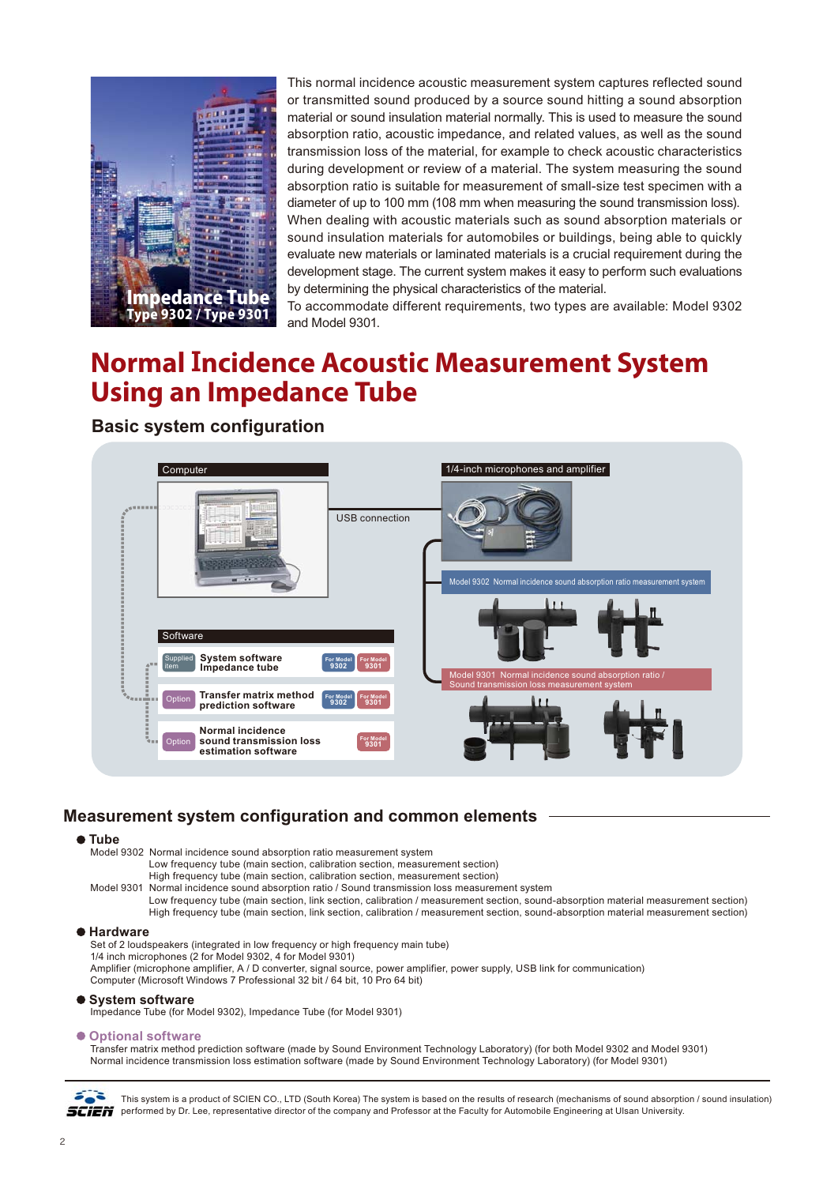Impedance Tube
Type 9302 / Type 9301

This normal incidence acoustic measurement system captures reflected sound or transmitted sound produced by a source sound hitting a sound absorption material or sound insulation material normally. This is used to measure the sound absorption ratio, acoustic impedance, and related values, as well as the sound transmission loss of the material, for example to check acoustic characteristics during development or review of a material. The system measuring the sound absorption ratio is suitable for measurement of small-size test specimen with a diameter of up to 100 mm (108 mm when measuring the sound transmission loss). When dealing with acoustic materials such as sound absorption materials or sound insulation materials for automobiles or buildings, being able to quickly evaluate new materials or laminated materials is a crucial requirement during the development stage. The current system makes it easy to perform such evaluations by determining the physical characteristics of the material.
To accommodate different requirements, two types are available: Model 9302 and Model 9301.

# Normal Incidence Acoustic Measurement System Using an Impedance Tube

## Basic system configuration

Computer

USB connection

1/4-inch microphones and amplifier

Model 9302 Normal incidence sound absorption ratio measurement system

Model 9301 Normal incidence sound absorption ratio / Sound transmission loss measurement system

Software

| | Software | | |
|---|---|---|---|
| Supplied item | System software Impedance tube | For Model 9302 | For Model 9301 |
| Option | Transfer matrix method prediction software | For Model 9302 | For Model 9301 |
| Option | Normal incidence sound transmission loss estimation software | | For Model 9301 |

## Measurement system configuration and common elements

### ● Tube

Model 9302 Normal incidence sound absorption ratio measurement system
Low frequency tube (main section, calibration section, measurement section)
High frequency tube (main section, calibration section, measurement section)

Model 9301 Normal incidence sound absorption ratio / Sound transmission loss measurement system
Low frequency tube (main section, link section, calibration / measurement section, sound-absorption material measurement section)
High frequency tube (main section, link section, calibration / measurement section, sound-absorption material measurement section)

### ● Hardware

Set of 2 loudspeakers (integrated in low frequency or high frequency main tube)
1/4 inch microphones (2 for Model 9302, 4 for Model 9301)
Amplifier (microphone amplifier, A / D converter, signal source, power amplifier, power supply, USB link for communication)
Computer (Microsoft Windows 7 Professional 32 bit / 64 bit, 10 Pro 64 bit)

### ● System software

Impedance Tube (for Model 9302), Impedance Tube (for Model 9301)

### ● Optional software

Transfer matrix method prediction software (made by Sound Environment Technology Laboratory) (for both Model 9302 and Model 9301)
Normal incidence transmission loss estimation software (made by Sound Environment Technology Laboratory) (for Model 9301)

This system is a product of SCIEN CO., LTD (South Korea) The system is based on the results of research (mechanisms of sound absorption / sound insulation) performed by Dr. Lee, representative director of the company and Professor at the Faculty for Automobile Engineering at Ulsan University.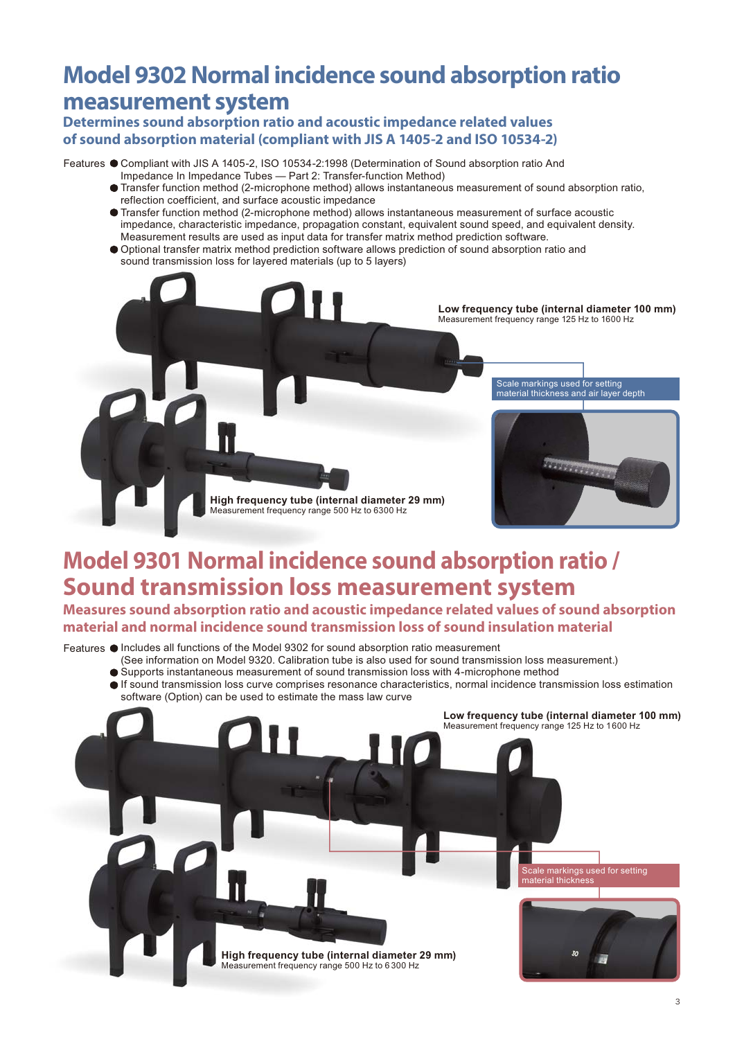# Model 9302 Normal incidence sound absorption ratio measurement system

**Determines sound absorption ratio and acoustic impedance related values of sound absorption material (compliant with JIS A 1405-2 and ISO 10534-2)**

Features

- Compliant with JIS A 1405-2, ISO 10534-2:1998 (Determination of Sound absorption ratio And Impedance In Impedance Tubes — Part 2: Transfer-function Method)
- Transfer function method (2-microphone method) allows instantaneous measurement of sound absorption ratio, reflection coefficient, and surface acoustic impedance
- Transfer function method (2-microphone method) allows instantaneous measurement of surface acoustic impedance, characteristic impedance, propagation constant, equivalent sound speed, and equivalent density. Measurement results are used as input data for transfer matrix method prediction software.
- Optional transfer matrix method prediction software allows prediction of sound absorption ratio and sound transmission loss for layered materials (up to 5 layers)

**Low frequency tube (internal diameter 100 mm)**
Measurement frequency range 125 Hz to 1600 Hz

Scale markings used for setting material thickness and air layer depth

**High frequency tube (internal diameter 29 mm)**
Measurement frequency range 500 Hz to 6300 Hz

# Model 9301 Normal incidence sound absorption ratio / Sound transmission loss measurement system

**Measures sound absorption ratio and acoustic impedance related values of sound absorption material and normal incidence sound transmission loss of sound insulation material**

Features

- Includes all functions of the Model 9302 for sound absorption ratio measurement (See information on Model 9320. Calibration tube is also used for sound transmission loss measurement.)
- Supports instantaneous measurement of sound transmission loss with 4-microphone method
- If sound transmission loss curve comprises resonance characteristics, normal incidence transmission loss estimation software (Option) can be used to estimate the mass law curve

**Low frequency tube (internal diameter 100 mm)**
Measurement frequency range 125 Hz to 1600 Hz

Scale markings used for setting material thickness

**High frequency tube (internal diameter 29 mm)**
Measurement frequency range 500 Hz to 6300 Hz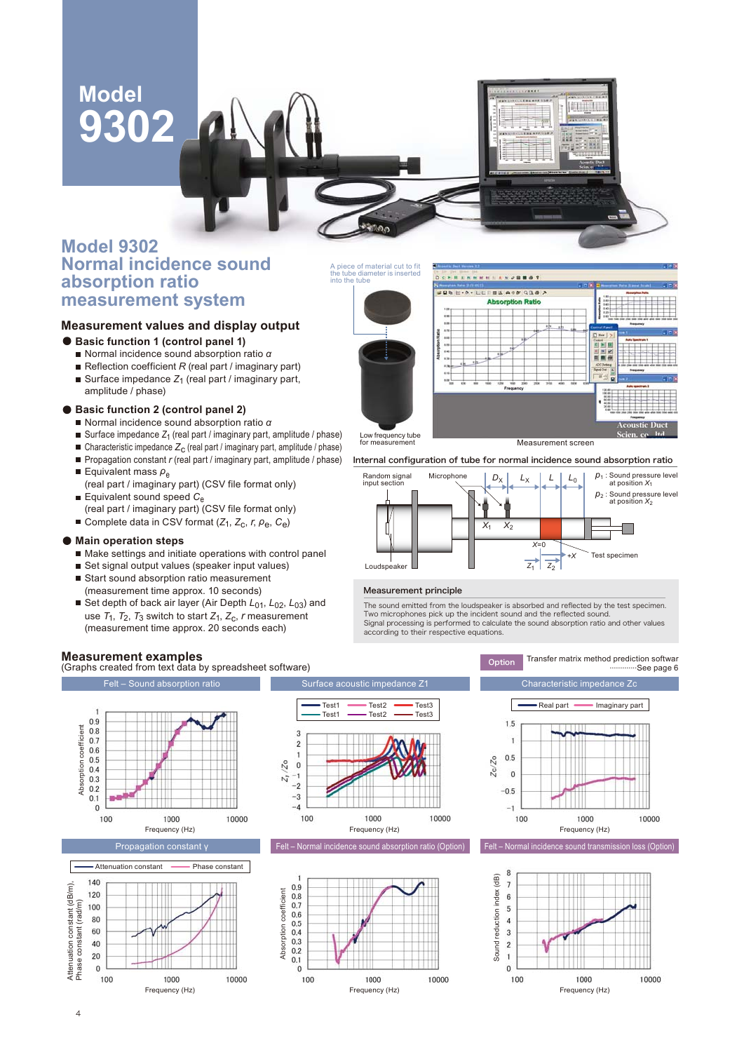Model 9302

# Model 9302 Normal incidence sound absorption ratio measurement system

## Measurement values and display output

● **Basic function 1 (control panel 1)**

- Normal incidence sound absorption ratio $\alpha$
- Reflection coefficient $R$ (real part / imaginary part)
- Surface impedance $Z_1$ (real part / imaginary part, amplitude / phase)

● **Basic function 2 (control panel 2)**

- Normal incidence sound absorption ratio $\alpha$
- Surface impedance $Z_1$ (real part / imaginary part, amplitude / phase)
- Characteristic impedance $Z_C$ (real part / imaginary part, amplitude / phase)
- Propagation constant $r$ (real part / imaginary part, amplitude / phase)
- Equivalent mass $\rho_e$ (real part / imaginary part) (CSV file format only)
- Equivalent sound speed $C_e$ (real part / imaginary part) (CSV file format only)
- Complete data in CSV format ($Z_1$, $Z_C$, $r$, $\rho_e$, $C_e$)

● **Main operation steps**

- Make settings and initiate operations with control panel
- Set signal output values (speaker input values)
- Start sound absorption ratio measurement (measurement time approx. 10 seconds)
- Set depth of back air layer (Air Depth $L_{01}$, $L_{02}$, $L_{03}$) and use $T_1$, $T_2$, $T_3$ switch to start $Z_1$, $Z_C$, $r$ measurement (measurement time approx. 20 seconds each)

A piece of material cut to fit the tube diameter is inserted into the tube

Low frequency tube for measurement

Measurement screen

### Internal configuration of tube for normal incidence sound absorption ratio

Random signal input section; Microphone; Loudspeaker; Test specimen; $D_X$, $L_X$, $L$, $L_0$; $X_1$, $X_2$; $X=0$; $+X$; $Z_1$, $Z_2$

$p_1$ : Sound pressure level at position $X_1$

$p_2$ : Sound pressure level at position $X_2$

### Measurement principle

The sound emitted from the loudspeaker is absorbed and reflected by the test specimen. Two microphones pick up the incident sound and the reflected sound. Signal processing is performed to calculate the sound absorption ratio and other values according to their respective equations.

## Measurement examples

(Graphs created from text data by spreadsheet software)

Option — Transfer matrix method prediction software ············See page 6

Felt – Sound absorption ratio

Surface acoustic impedance Z1

Characteristic impedance Zc

Propagation constant γ

Felt – Normal incidence sound absorption ratio (Option)

Felt – Normal incidence sound transmission loss (Option)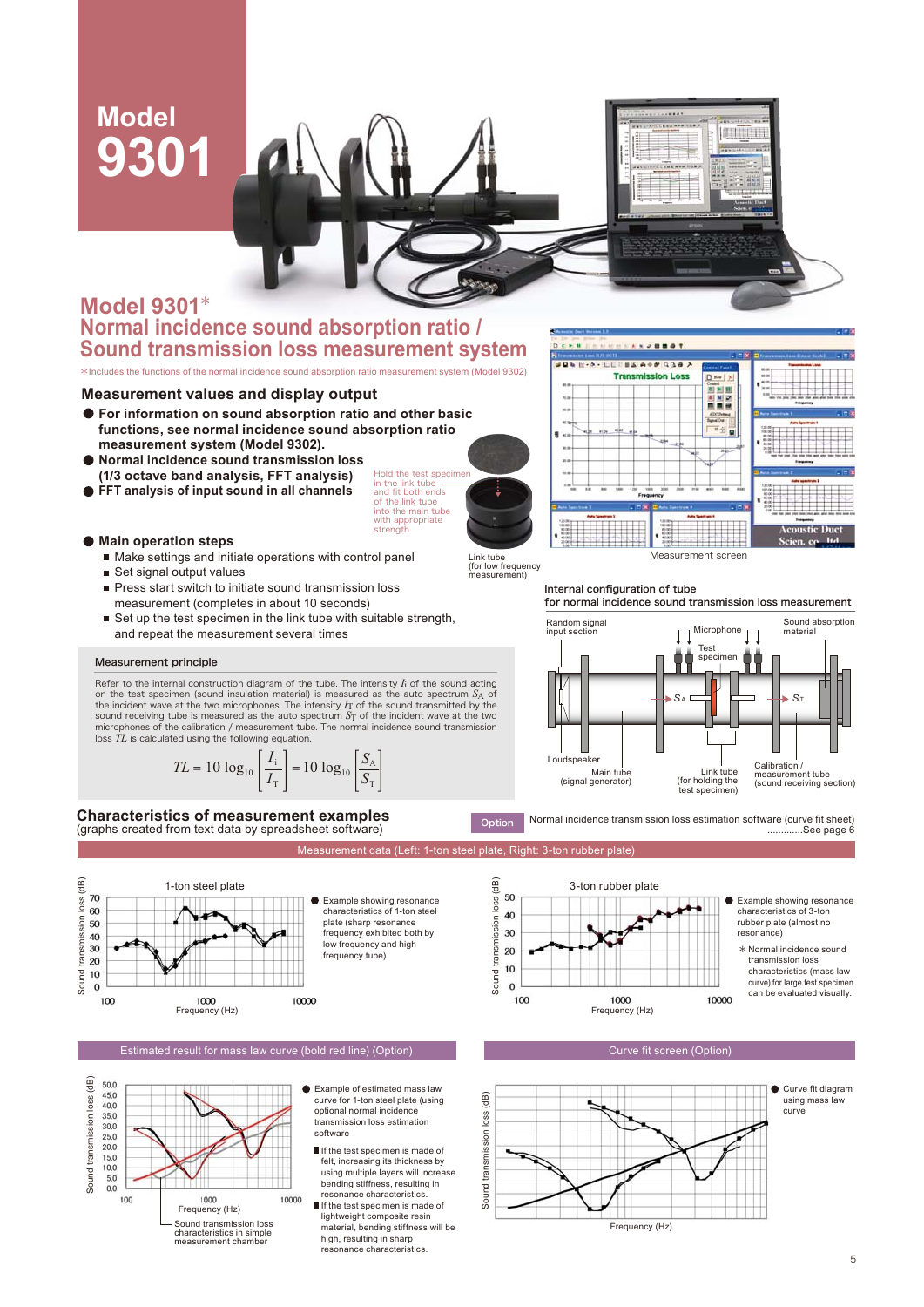# Model 9301

## Model 9301*
## Normal incidence sound absorption ratio / Sound transmission loss measurement system

*Includes the functions of the normal incidence sound absorption ratio measurement system (Model 9302)

### Measurement values and display output

- **For information on sound absorption ratio and other basic functions, see normal incidence sound absorption ratio measurement system (Model 9302).**
- **Normal incidence sound transmission loss (1/3 octave band analysis, FFT analysis)**
- **FFT analysis of input sound in all channels**

Hold the test specimen in the link tube and fit both ends of the link tube into the main tube with appropriate strength

Link tube (for low frequency measurement)

Measurement screen

- **Main operation steps**
  - Make settings and initiate operations with control panel
  - Set signal output values
  - Press start switch to initiate sound transmission loss measurement (completes in about 10 seconds)
  - Set up the test specimen in the link tube with suitable strength, and repeat the measurement several times

#### Measurement principle

Refer to the internal construction diagram of the tube. The intensity $I_i$ of the sound acting on the test specimen (sound insulation material) is measured as the auto spectrum $S_A$ of the incident wave at the two microphones. The intensity $I_T$ of the sound transmitted by the sound receiving tube is measured as the auto spectrum $S_T$ of the incident wave at the two microphones of the calibration / measurement tube. The normal incidence sound transmission loss $TL$ is calculated using the following equation.

$$TL = 10\log_{10}\left[\frac{I_i}{I_T}\right] = 10\log_{10}\left[\frac{S_A}{S_T}\right]$$

Internal configuration of tube for normal incidence sound transmission loss measurement

Random signal input section / Microphone / Sound absorption material / Test specimen / $S_A$ / $S_T$ / Loudspeaker / Main tube (signal generator) / Link tube (for holding the test specimen) / Calibration / measurement tube (sound receiving section)

### Characteristics of measurement examples
(graphs created from text data by spreadsheet software)

Option — Normal incidence transmission loss estimation software (curve fit sheet) .............See page 6

Measurement data (Left: 1-ton steel plate, Right: 3-ton rubber plate)

1-ton steel plate — Sound transmission loss (dB) vs Frequency (Hz)

- Example showing resonance characteristics of 1-ton steel plate (sharp resonance frequency exhibited both by low frequency and high frequency tube)

3-ton rubber plate — Sound transmission loss (dB) vs Frequency (Hz)

- Example showing resonance characteristics of 3-ton rubber plate (almost no resonance)

*Normal incidence sound transmission loss characteristics (mass law curve) for large test specimen can be evaluated visually.

Estimated result for mass law curve (bold red line) (Option)

Sound transmission loss (dB) vs Frequency (Hz)

Sound transmission loss characteristics in simple measurement chamber

- Example of estimated mass law curve for 1-ton steel plate (using optional normal incidence transmission loss estimation software
- If the test specimen is made of felt, increasing its thickness by using multiple layers will increase bending stiffness, resulting in resonance characteristics.
- If the test specimen is made of lightweight composite resin material, bending stiffness will be high, resulting in sharp resonance characteristics.

Curve fit screen (Option)

Sound transmission loss (dB) vs Frequency (Hz)

- Curve fit diagram using mass law curve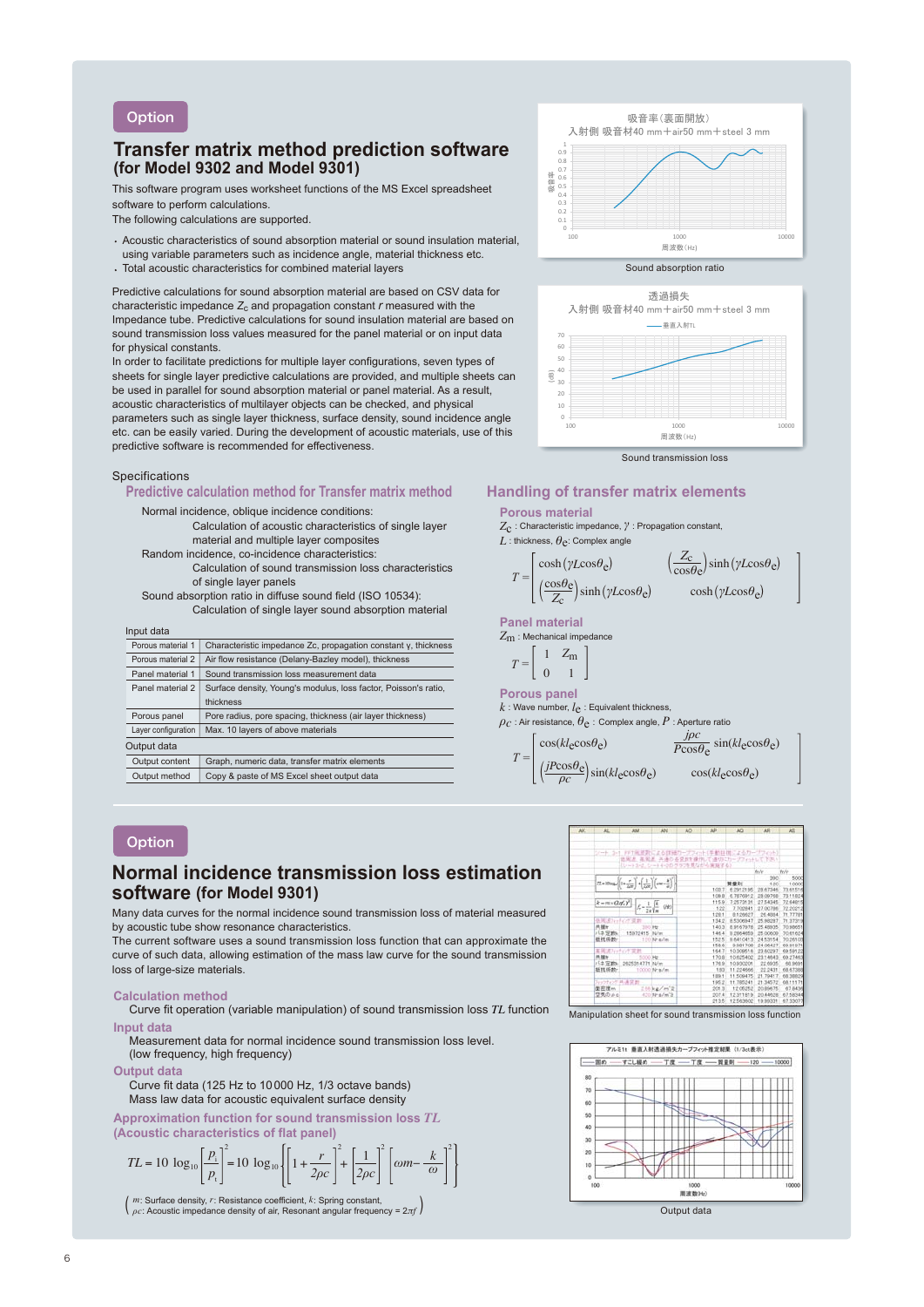Option

# Transfer matrix method prediction software
## (for Model 9302 and Model 9301)

This software program uses worksheet functions of the MS Excel spreadsheet software to perform calculations.
The following calculations are supported.

- Acoustic characteristics of sound absorption material or sound insulation material, using variable parameters such as incidence angle, material thickness etc.
- Total acoustic characteristics for combined material layers

Predictive calculations for sound absorption material are based on CSV data for characteristic impedance $Z_c$ and propagation constant $r$ measured with the Impedance tube. Predictive calculations for sound insulation material are based on sound transmission loss values measured for the panel material or on input data for physical constants.
In order to facilitate predictions for multiple layer configurations, seven types of sheets for single layer predictive calculations are provided, and multiple sheets can be used in parallel for sound absorption material or panel material. As a result, acoustic characteristics of multilayer objects can be checked, and physical parameters such as single layer thickness, surface density, sound incidence angle etc. can be easily varied. During the development of acoustic materials, use of this predictive software is recommended for effectiveness.

Sound absorption ratio

Sound transmission loss

Specifications

### Predictive calculation method for Transfer matrix method

Normal incidence, oblique incidence conditions:
Calculation of acoustic characteristics of single layer material and multiple layer composites
Random incidence, co-incidence characteristics:
Calculation of sound transmission loss characteristics of single layer panels
Sound absorption ratio in diffuse sound field (ISO 10534):
Calculation of single layer sound absorption material

Input data

| | |
|---|---|
| Porous material 1 | Characteristic impedance Zc, propagation constant γ, thickness |
| Porous material 2 | Air flow resistance (Delany-Bazley model), thickness |
| Panel material 1 | Sound transmission loss measurement data |
| Panel material 2 | Surface density, Young's modulus, loss factor, Poisson's ratio, thickness |
| Porous panel | Pore radius, pore spacing, thickness (air layer thickness) |
| Layer configuration | Max. 10 layers of above materials |

Output data

| | |
|---|---|
| Output content | Graph, numeric data, transfer matrix elements |
| Output method | Copy & paste of MS Excel sheet output data |

### Handling of transfer matrix elements

**Porous material**

$Z_c$ : Characteristic impedance, $\gamma$ : Propagation constant,
$L$ : thickness, $\theta_c$: Complex angle

$$T=\begin{bmatrix}\cosh(\gamma L\cos\theta_c) & \left(\dfrac{Z_c}{\cos\theta_c}\right)\sinh(\gamma L\cos\theta_c)\\ \left(\dfrac{\cos\theta_c}{Z_c}\right)\sinh(\gamma L\cos\theta_c) & \cosh(\gamma L\cos\theta_c)\end{bmatrix}$$

**Panel material**

$Z_m$ : Mechanical impedance

$$T=\begin{bmatrix}1 & Z_m\\ 0 & 1\end{bmatrix}$$

**Porous panel**

$k$ : Wave number, $l_e$ : Equivalent thickness,
$\rho c$ : Air resistance, $\theta_e$ : Complex angle, $P$ : Aperture ratio

$$T=\begin{bmatrix}\cos(kl_e\cos\theta_e) & \dfrac{j\rho c}{P\cos\theta_e}\sin(kl_e\cos\theta_e)\\ \left(\dfrac{jP\cos\theta_e}{\rho c}\right)\sin(kl_e\cos\theta_e) & \cos(kl_e\cos\theta_e)\end{bmatrix}$$

Option

# Normal incidence transmission loss estimation software (for Model 9301)

Many data curves for the normal incidence sound transmission loss of material measured by acoustic tube show resonance characteristics.
The current software uses a sound transmission loss function that can approximate the curve of such data, allowing estimation of the mass law curve for the sound transmission loss of large-size materials.

### Calculation method

Curve fit operation (variable manipulation) of sound transmission loss $TL$ function

### Input data

Measurement data for normal incidence sound transmission loss level.
(low frequency, high frequency)

### Output data

Curve fit data (125 Hz to 10 000 Hz, 1/3 octave bands)
Mass law data for acoustic equivalent surface density

### Approximation function for sound transmission loss $TL$ (Acoustic characteristics of flat panel)

$$TL=10\log_{10}\left[\frac{p_i}{p_t}\right]^2=10\log_{10}\left\{\left[1+\frac{r}{2\rho c}\right]^2+\left[\frac{1}{2\rho c}\right]^2\left[\omega m-\frac{k}{\omega}\right]^2\right\}$$

( $m$: Surface density, $r$: Resistance coefficient, $k$: Spring constant, $\rho c$: Acoustic impedance density of air, Resonant angular frequency = $2\pi f$ )

Manipulation sheet for sound transmission loss function

Output data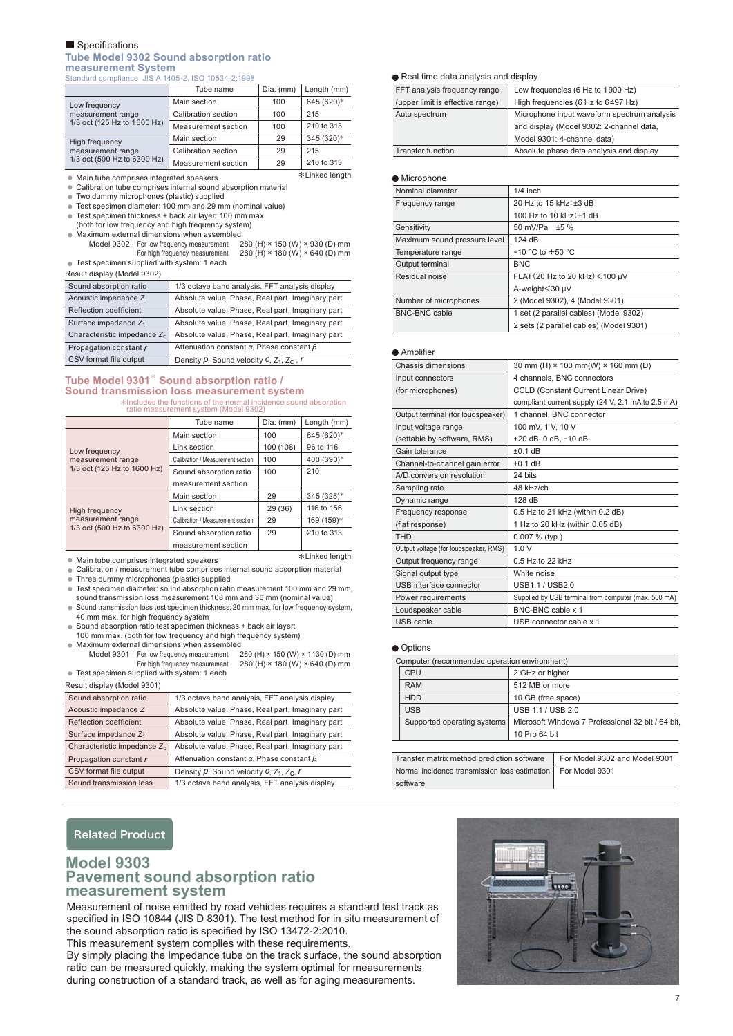■ Specifications

## Tube Model 9302 Sound absorption ratio measurement System

Standard compliance JIS A 1405-2, ISO 10534-2:1998

| | Tube name | Dia. (mm) | Length (mm) |
|---|---|---|---|
| Low frequency measurement range 1/3 oct (125 Hz to 1600 Hz) | Main section | 100 | 645 (620)* |
| | Calibration section | 100 | 215 |
| | Measurement section | 100 | 210 to 313 |
| High frequency measurement range 1/3 oct (500 Hz to 6300 Hz) | Main section | 29 | 345 (320)* |
| | Calibration section | 29 | 215 |
| | Measurement section | 29 | 210 to 313 |

*Linked length

- Main tube comprises integrated speakers
- Calibration tube comprises internal sound absorption material
- Two dummy microphones (plastic) supplied
- Test specimen diameter: 100 mm and 29 mm (nominal value)
- Test specimen thickness + back air layer: 100 mm max. (both for low frequency and high frequency system)
- Maximum external dimensions when assembled
  - Model 9302 For low frequency measurement 280 (H) × 150 (W) × 930 (D) mm
  - For high frequency measurement 280 (H) × 180 (W) × 640 (D) mm
- Test specimen supplied with system: 1 each

Result display (Model 9302)

| | |
|---|---|
| Sound absorption ratio | 1/3 octave band analysis, FFT analysis display |
| Acoustic impedance $Z$ | Absolute value, Phase, Real part, Imaginary part |
| Reflection coefficient | Absolute value, Phase, Real part, Imaginary part |
| Surface impedance $Z_1$ | Absolute value, Phase, Real part, Imaginary part |
| Characteristic impedance $Z_c$ | Absolute value, Phase, Real part, Imaginary part |
| Propagation constant $r$ | Attenuation constant $\alpha$, Phase constant $\beta$ |
| CSV format file output | Density $\rho$, Sound velocity $c$, $Z_1$, $Z_C$, $r$ |

## Tube Model 9301* Sound absorption ratio / Sound transmission loss measurement system

*Includes the functions of the normal incidence sound absorption ratio measurement system (Model 9302)

| | Tube name | Dia. (mm) | Length (mm) |
|---|---|---|---|
| Low frequency measurement range 1/3 oct (125 Hz to 1600 Hz) | Main section | 100 | 645 (620)* |
| | Link section | 100 (108) | 96 to 116 |
| | Calibration / Measurement section | 100 | 400 (390)* |
| | Sound absorption ratio measurement section | 100 | 210 |
| High frequency measurement range 1/3 oct (500 Hz to 6300 Hz) | Main section | 29 | 345 (325)* |
| | Link section | 29 (36) | 116 to 156 |
| | Calibration / Measurement section | 29 | 169 (159)* |
| | Sound absorption ratio measurement section | 29 | 210 to 313 |

*Linked length

- Main tube comprises integrated speakers
- Calibration / measurement tube comprises internal sound absorption material
- Three dummy microphones (plastic) supplied
- Test specimen diameter: sound absorption ratio measurement 100 mm and 29 mm, sound transmission loss measurement 108 mm and 36 mm (nominal value)
- Sound transmission loss test specimen thickness: 20 mm max. for low frequency system, 40 mm max. for high frequency system
- Sound absorption ratio test specimen thickness + back air layer: 100 mm max. (both for low frequency and high frequency system)
- Maximum external dimensions when assembled
  - Model 9301 For low frequency measurement 280 (H) × 150 (W) × 1130 (D) mm
  - For high frequency measurement 280 (H) × 180 (W) × 640 (D) mm
- Test specimen supplied with system: 1 each

Result display (Model 9301)

| | |
|---|---|
| Sound absorption ratio | 1/3 octave band analysis, FFT analysis display |
| Acoustic impedance $Z$ | Absolute value, Phase, Real part, Imaginary part |
| Reflection coefficient | Absolute value, Phase, Real part, Imaginary part |
| Surface impedance $Z_1$ | Absolute value, Phase, Real part, Imaginary part |
| Characteristic impedance $Z_c$ | Absolute value, Phase, Real part, Imaginary part |
| Propagation constant $r$ | Attenuation constant $\alpha$, Phase constant $\beta$ |
| CSV format file output | Density $\rho$, Sound velocity $c$, $Z_1$, $Z_C$, $r$ |
| Sound transmission loss | 1/3 octave band analysis, FFT analysis display |

● Real time data analysis and display

| | |
|---|---|
| FFT analysis frequency range (upper limit is effective range) | Low frequencies (6 Hz to 1900 Hz) High frequencies (6 Hz to 6497 Hz) |
| Auto spectrum | Microphone input waveform spectrum analysis and display (Model 9302: 2-channel data, Model 9301: 4-channel data) |
| Transfer function | Absolute phase data analysis and display |

● Microphone

| | |
|---|---|
| Nominal diameter | 1/4 inch |
| Frequency range | 20 Hz to 15 kHz : ±3 dB<br>100 Hz to 10 kHz : ±1 dB |
| Sensitivity | 50 mV/Pa ±5 % |
| Maximum sound pressure level | 124 dB |
| Temperature range | −10 °C to +50 °C |
| Output terminal | BNC |
| Residual noise | FLAT (20 Hz to 20 kHz) < 100 μV<br>A-weight < 30 μV |
| Number of microphones | 2 (Model 9302), 4 (Model 9301) |
| BNC-BNC cable | 1 set (2 parallel cables) (Model 9302)<br>2 sets (2 parallel cables) (Model 9301) |

● Amplifier

| | |
|---|---|
| Chassis dimensions | 30 mm (H) × 100 mm(W) × 160 mm (D) |
| Input connectors (for microphones) | 4 channels, BNC connectors<br>CCLD (Constant Current Linear Drive)<br>compliant current supply (24 V, 2.1 mA to 2.5 mA) |
| Output terminal (for loudspeaker) | 1 channel, BNC connector |
| Input voltage range (settable by software, RMS) | 100 mV, 1 V, 10 V<br>+20 dB, 0 dB, −10 dB |
| Gain tolerance | ±0.1 dB |
| Channel-to-channel gain error | ±0.1 dB |
| A/D conversion resolution | 24 bits |
| Sampling rate | 48 kHz/ch |
| Dynamic range | 128 dB |
| Frequency response (flat response) | 0.5 Hz to 21 kHz (within 0.2 dB)<br>1 Hz to 20 kHz (within 0.05 dB) |
| THD | 0.007 % (typ.) |
| Output voltage (for loudspeaker, RMS) | 1.0 V |
| Output frequency range | 0.5 Hz to 22 kHz |
| Signal output type | White noise |
| USB interface connector | USB1.1 / USB2.0 |
| Power requirements | Supplied by USB terminal from computer (max. 500 mA) |
| Loudspeaker cable | BNC-BNC cable x 1 |
| USB cable | USB connector cable x 1 |

● Options

| Computer (recommended operation environment) | |
|---|---|
| CPU | 2 GHz or higher |
| RAM | 512 MB or more |
| HDD | 10 GB (free space) |
| USB | USB 1.1 / USB 2.0 |
| Supported operating systems | Microsoft Windows 7 Professional 32 bit / 64 bit, 10 Pro 64 bit |

| | |
|---|---|
| Transfer matrix method prediction software | For Model 9302 and Model 9301 |
| Normal incidence transmission loss estimation software | For Model 9301 |

Related Product

## Model 9303 Pavement sound absorption ratio measurement system

Measurement of noise emitted by road vehicles requires a standard test track as specified in ISO 10844 (JIS D 8301). The test method for in situ measurement of the sound absorption ratio is specified by ISO 13472-2:2010.
This measurement system complies with these requirements.
By simply placing the Impedance tube on the track surface, the sound absorption ratio can be measured quickly, making the system optimal for measurements during construction of a standard track, as well as for aging measurements.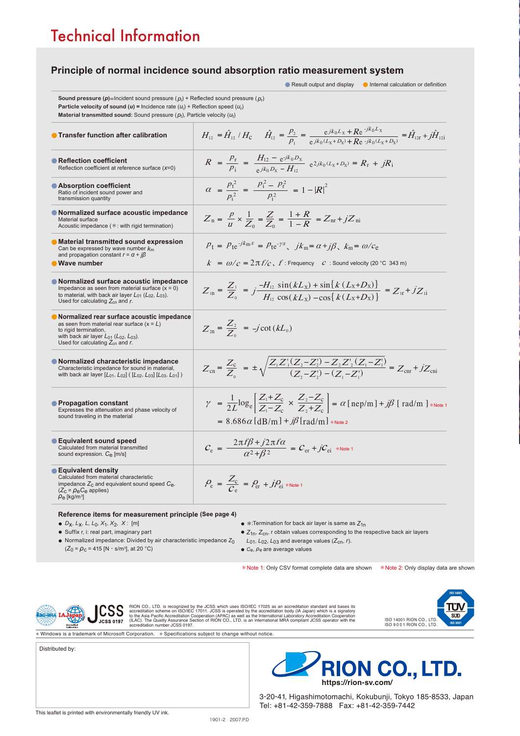# Technical Information

## Principle of normal incidence sound absorption ratio measurement system

● Result output and display ● Internal calculation or definition

**Sound pressure ($p$)**=Incident sound pressure ($p_i$) + Reflected sound pressure ($p_r$)
**Particle velocity of sound ($u$)** = Incidence rate ($u_i$) + Reflection speed ($u_r$)
**Material transmitted sound:** Sound pressure ($p_t$), Particle velocity ($u_t$)

| | |
|---|---|
| ● **Transfer function after calibration** | $H_{12} = \hat{H}_{12} / H_C \quad \hat{H}_{12} = \dfrac{p_2}{p_1} = \dfrac{e^{jk_0 L_X} + Re^{-jk_0 L_X}}{e^{jk_0 (L_X + D_X)} + Re^{-jk_0 (L_X + D_X)}} = \hat{H}_{12r} + j\hat{H}_{12i}$ |
| ● **Reflection coefficient**<br>Reflection coefficient at reference surface ($x$=0) | $R = \dfrac{p_r}{p_i} = \dfrac{H_{12} - e^{-jk_0 D_X}}{e^{jk_0 D_X} - H_{12}} e^{2jk_0 (L_X + D_X)} = R_r + jR_i$ |
| ● **Absorption coefficient**<br>Ratio of incident sound power and transmission quantity | $\alpha = \dfrac{p_t^2}{p_i^2} = \dfrac{p_i^2 - p_r^2}{p_i^2} = 1 - \lvert R \rvert^2$ |
| ● **Normalized surface acoustic impedance**<br>Material surface<br>Acoustic impedance (∗: with rigid termination) | $Z_n = \dfrac{p}{u} \times \dfrac{1}{Z_0} = \dfrac{Z}{Z_0} = \dfrac{1 + R}{1 - R} = Z_{nr} + jZ_{ni}$ |
| ● **Material transmitted sound expression**<br>Can be expressed by wave number $k_m$ and propagation constant $r = \alpha + j\beta$<br>● **Wave number** | $p_t = p_{te}^{-jk_m x} = p_{te}^{-\gamma x}, \quad jk_m = \alpha + j\beta, \quad k_m = \omega / c_e$<br>$k = \omega / c = 2\pi f / c$, $f$ : Frequency $c$ : Sound velocity (20 °C 343 m) |
| ● **Normalized surface acoustic impedance**<br>Impedance as seen from material surface (x = 0) to material, with back air layer $L_{01}$ ($L_{02}$, $L_{03}$).<br>Used for calculating $Z_{cn}$ and $r$. | $Z_{1n} = \dfrac{Z_1}{Z_0} = j\dfrac{-H_{12} \sin(kL_X) + \sin\{k(L_X + D_X)\}}{H_{12} \cos(kL_X) - \cos\{k(L_X + D_X)\}} = Z_{1r} + jZ_{1i}$ |
| ● **Normalized rear surface acoustic impedance**<br>as seen from material rear surface (x = L) to rigid termination,<br>with back air layer $L_{01}$ ($L_{02}$, $L_{03}$).<br>Used for calculating $Z_{cn}$ and $r$. | $Z_{2n} = \dfrac{Z_2}{Z_0} = -j\cot(kL_0)$ |
| ● **Normalized characteristic impedance**<br>Characteristic impedance for sound in material, with back air layer [$L_{01}$, $L_{02}$] ( [$L_{02}$, $L_{03}$] [$L_{03}$, $L_{01}$] ) | $Z_{cn} = \dfrac{Z_C}{Z_0} = \pm\sqrt{\dfrac{Z_1 Z'_1 (Z_2 - Z'_2) - Z_2 Z'_2 (Z_1 - Z'_1)}{(Z_2 - Z'_2) - (Z_1 - Z'_1)}} = Z_{cnr} + jZ_{cni}$ |
| ● **Propagation constant**<br>Expresses the attenuation and phase velocity of sound traveling in the material | $\gamma = \dfrac{1}{2L}\log_e\left[\dfrac{Z_1 + Z_c}{Z_1 - Z_c} \times \dfrac{Z_2 - Z_c}{Z_2 + Z_c}\right] = \alpha\,[\mathrm{nep/m}] + j\beta\,[\mathrm{rad/m}]$ ∗Note 1<br>$= 8.686\alpha\,[\mathrm{dB/m}] + j\beta\,[\mathrm{rad/m}]$ ∗Note 2 |
| ● **Equivalent sound speed**<br>Calculated from material transmitted sound expression. $C_e$ [m/s] | $c_e = \dfrac{2\pi f\beta + j2\pi f\alpha}{\alpha^2 + \beta^2} = c_{er} + jc_{ei}$ ∗Note 1 |
| ● **Equivalent density**<br>Calculated from material characteristic impedance $Z_C$ and equivalent sound speed $C_e$.<br>($Z_C = \rho_e C_e$ applies)<br>$\rho_e$ [kg/m³] | $\rho_e = \dfrac{Z_C}{c_e} = \rho_{er} + j\rho_{ei}$ ∗Note 1 |

**Reference items for measurement principle (See page 4)**

- $D_X$, $L_X$, $L$, $L_0$, $X_1$, $X_2$, $X$: [m]
- Suffix r, i: real part, imaginary part
- Normalized impedance: Divided by air characteristic impedance $Z_0$ ($Z_0 = \rho_C = 415$ [N・s/m³], at 20 °C)
- ∗:Termination for back air layer is same as $Z_{1n}$
- $Z_{1n}$, $Z_{cn}$, r obtain values corresponding to the respective back air layers $L_{01}$, $L_{02}$, $L_{03}$ and average values ($Z_{cn}$, $r$).
- $C_e$, $\rho_e$ are average values

∗Note 1: Only CSV format complete data are shown ∗Note 2: Only display data are shown

RION CO., LTD. is recognized by the JCSS which uses ISO/IEC 17025 as an accreditation standard and bases its accreditation scheme on ISO/IEC 17011. JCSS is operated by the accreditation body (IA Japan) which is a signatory to the Asia Pacific Accreditation Cooperation (APAC) as well as the International Laboratory Accreditation Cooperation (ILAC). The Quality Assurance Section of RION CO., LTD. is an international MRA compliant JCSS operator with the accreditation number JCSS 0197.

ISO 14001 RION CO., LTD.
ISO 9001 RION CO., LTD.

∗ Windows is a trademark of Microsoft Corporation. ∗ Specifications subject to change without notice.

Distributed by:

**RION CO., LTD.**
https://rion-sv.com/

3-20-41, Higashimotomachi, Kokubunji, Tokyo 185-8533, Japan
Tel: +81-42-359-7888 Fax: +81-42-359-7442

This leaflet is printed with environmentally friendly UV ink.

1901-2 2007.PD